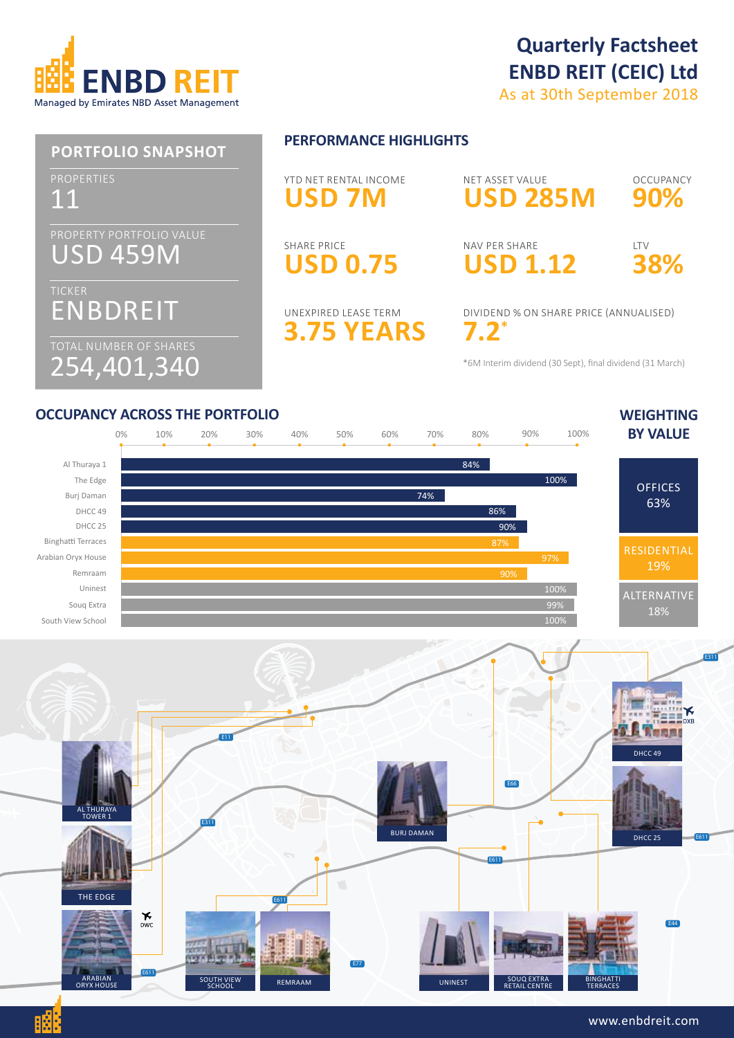# Quarterly Factsheet
## ENBD REIT (CEIC) Ltd
As at 30th September 2018

ENBD REIT
Managed by Emirates NBD Asset Management

## PORTFOLIO SNAPSHOT

PROPERTIES
11

PROPERTY PORTFOLIO VALUE
USD 459M

TICKER
ENBDREIT

TOTAL NUMBER OF SHARES
254,401,340

## PERFORMANCE HIGHLIGHTS

YTD NET RENTAL INCOME
**USD 7M**

NET ASSET VALUE
**USD 285M**

OCCUPANCY
**90%**

SHARE PRICE
**USD 0.75**

NAV PER SHARE
**USD 1.12**

LTV
**38%**

UNEXPIRED LEASE TERM
**3.75 YEARS**

DIVIDEND % ON SHARE PRICE (ANNUALISED)
**7.2***

*6M Interim dividend (30 Sept), final dividend (31 March)

## OCCUPANCY ACROSS THE PORTFOLIO

| Property | Occupancy |
|---|---|
| Al Thuraya 1 | 84% |
| The Edge | 100% |
| Burj Daman | 74% |
| DHCC 49 | 86% |
| DHCC 25 | 90% |
| Binghatti Terraces | 87% |
| Arabian Oryx House | 97% |
| Remraam | 90% |
| Uninest | 100% |
| Souq Extra | 99% |
| South View School | 100% |

## WEIGHTING BY VALUE

| Sector | Weighting |
|---|---|
| OFFICES | 63% |
| RESIDENTIAL | 19% |
| ALTERNATIVE | 18% |

AL THURAYA TOWER 1
THE EDGE
ARABIAN ORYX HOUSE
SOUTH VIEW SCHOOL
REMRAAM
BURJ DAMAN
UNINEST
SOUQ EXTRA RETAIL CENTRE
BINGHATTI TERRACES
DHCC 49
DHCC 25

www.enbdreit.com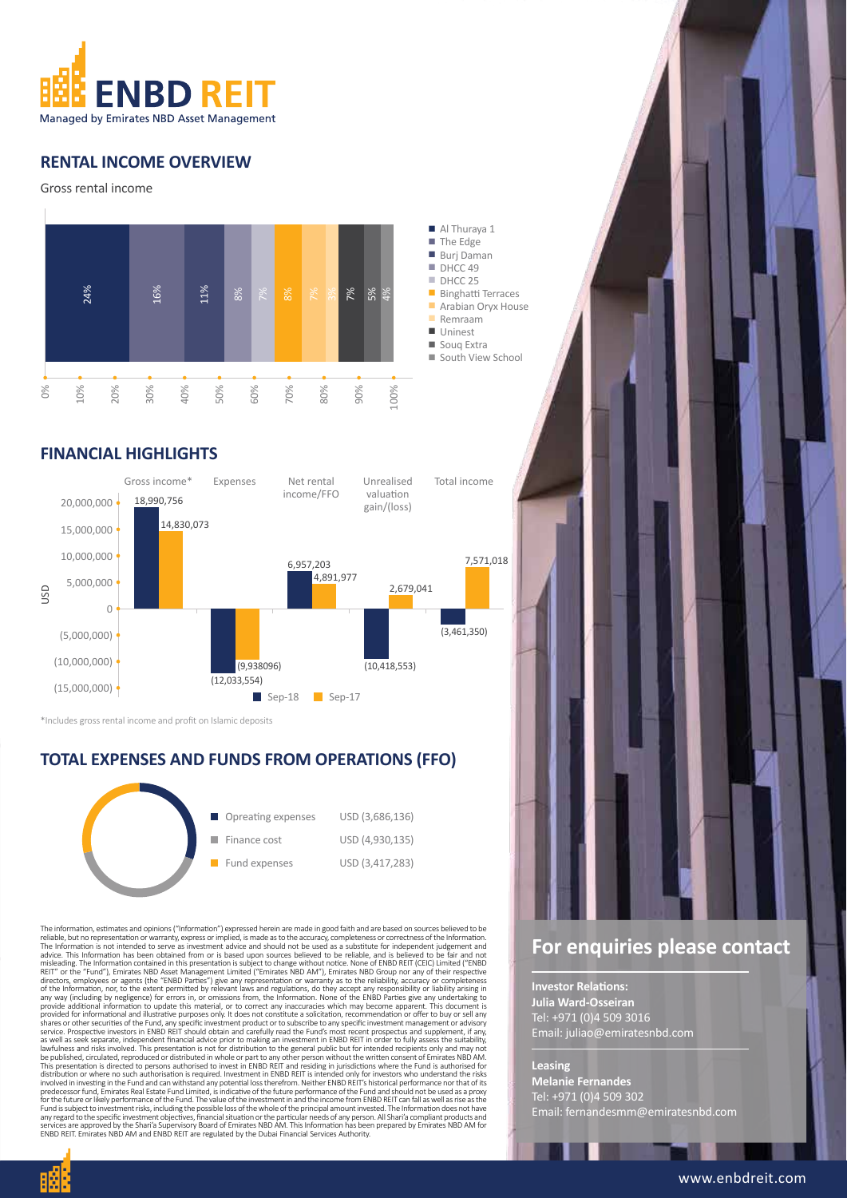# ENBD REIT

Managed by Emirates NBD Asset Management

## RENTAL INCOME OVERVIEW

Gross rental income

24%
16%
11%
8%
7%
8%
7%
3%
7%
5%
4%

0%
10%
20%
30%
40%
50%
60%
70%
80%
90%
100%

- Al Thuraya 1
- The Edge
- Burj Daman
- DHCC 49
- DHCC 25
- Binghatti Terraces
- Arabian Oryx House
- Remraam
- Uninest
- Souq Extra
- South View School

## FINANCIAL HIGHLIGHTS

Gross income*
Expenses
Net rental income/FFO
Unrealised valuation gain/(loss)
Total income

USD

20,000,000
15,000,000
10,000,000
5,000,000
0
(5,000,000)
(10,000,000)
(15,000,000)

18,990,756
14,830,073
(12,033,554)
(9,938096)
6,957,203
4,891,977
(10,418,553)
2,679,041
(3,461,350)
7,571,018

Sep-18
Sep-17

*Includes gross rental income and profit on Islamic deposits

## TOTAL EXPENSES AND FUNDS FROM OPERATIONS (FFO)

Opreating expenses USD (3,686,136)

Finance cost USD (4,930,135)

Fund expenses USD (3,417,283)

The information, estimates and opinions ("Information") expressed herein are made in good faith and are based on sources believed to be reliable, but no representation or warranty, express or implied, is made as to the accuracy, completeness or correctness of the Information. The Information is not intended to serve as investment advice and should not be used as a substitute for independent judgement and advice. This Information has been obtained from or is based upon sources believed to be reliable, and is believed to be fair and not misleading. The Information contained in this presentation is subject to change without notice. None of ENBD REIT (CEIC) Limited ("ENBD REIT" or the "Fund"), Emirates NBD Asset Management Limited ("Emirates NBD AM"), Emirates NBD Group nor any of their respective directors, employees or agents (the "ENBD Parties") give any representation or warranty as to the reliability, accuracy or completeness of the Information, nor, to the extent permitted by relevant laws and regulations, do they accept any responsibility or liability arising in any way (including by negligence) for errors in, or omissions from, the Information. None of the ENBD Parties give any undertaking to provide additional information to update this material, or to correct any inaccuracies which may become apparent. This document is provided for informational and illustrative purposes only. It does not constitute a solicitation, recommendation or offer to buy or sell any shares or other securities of the Fund, any specific investment product or to subscribe to any specific investment management or advisory service. Prospective investors in ENBD REIT should obtain and carefully read the Fund's most recent prospectus and supplement, if any, as well as seek separate, independent financial advice prior to making an investment in ENBD REIT in order to fully assess the suitability, lawfulness and risks involved. This presentation is not for distribution to the general public but for intended recipients only and may not be published, circulated, reproduced or distributed in whole or part to any other person without the written consent of Emirates NBD AM. This presentation is directed to persons authorised to invest in ENBD REIT and residing in jurisdictions where the Fund is authorised for distribution or where no such authorisation is required. Investment in ENBD REIT is intended only for investors who understand the risks involved in investing in the Fund and can withstand any potential loss therefrom. Neither ENBD REIT's historical performance nor that of its predecessor fund, Emirates Real Estate Fund Limited, is indicative of the future performance of the Fund and should not be used as a proxy for the future or likely performance of the Fund. The value of the investment in and the income from ENBD REIT can fall as well as rise as the Fund is subject to investment risks, including the possible loss of the whole of the principal amount invested. The Information does not have any regard to the specific investment objectives, financial situation or the particular needs of any person. All Shari'a compliant products and services are approved by the Shari'a Supervisory Board of Emirates NBD AM. This Information has been prepared by Emirates NBD AM for ENBD REIT. Emirates NBD AM and ENBD REIT are regulated by the Dubai Financial Services Authority.

## For enquiries please contact

**Investor Relations:**
**Julia Ward-Osseiran**
Tel: +971 (0)4 509 3016
Email: juliao@emiratesnbd.com

**Leasing**
**Melanie Fernandes**
Tel: +971 (0)4 509 302
Email: fernandesmm@emiratesnbd.com

www.enbdreit.com